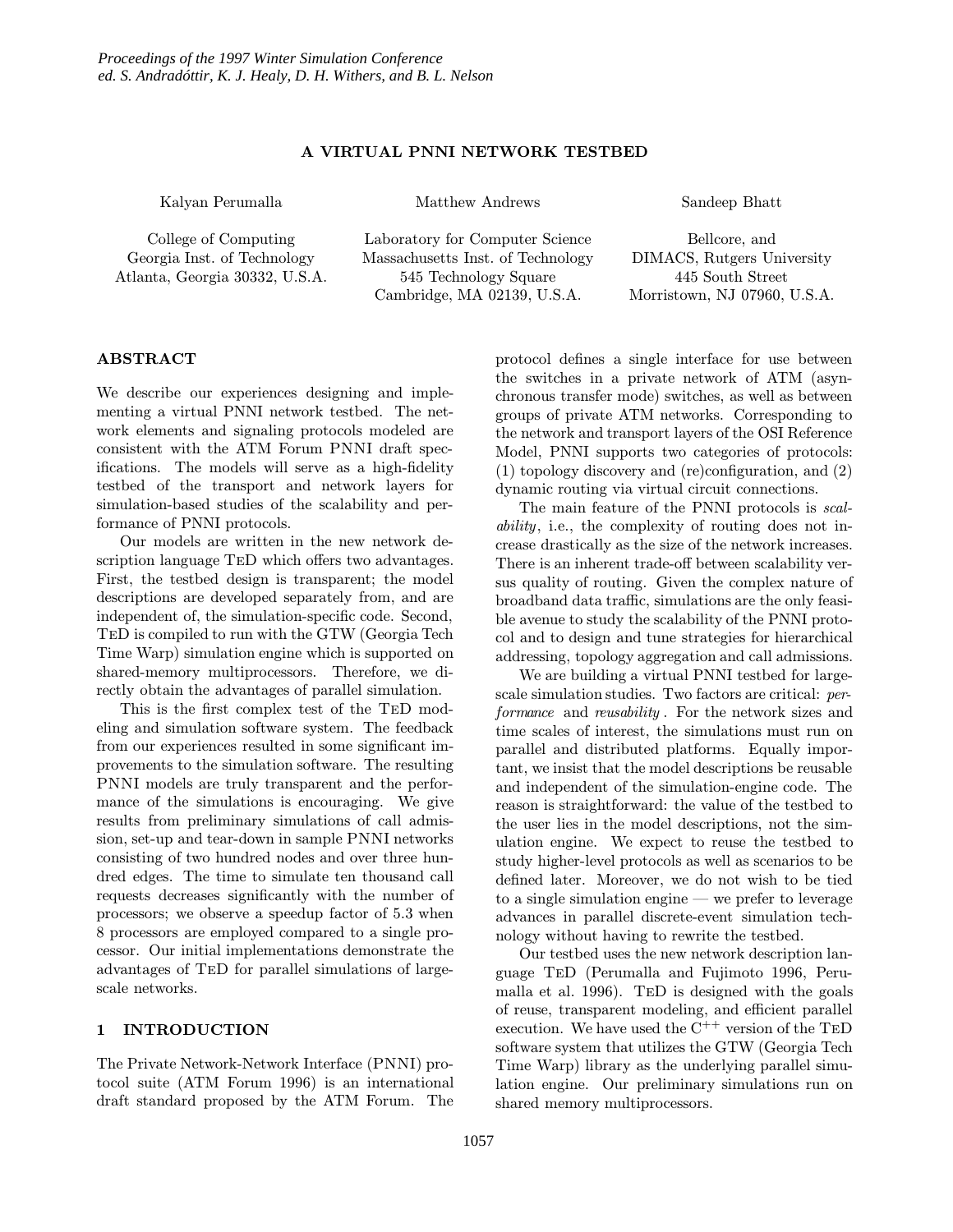# A VIRTUAL PNNI NETWORK TESTBED

Kalyan Perumalla

College of Computing
Georgia Inst. of Technology
Atlanta, Georgia 30332, U.S.A.

Matthew Andrews

Laboratory for Computer Science
Massachusetts Inst. of Technology
545 Technology Square
Cambridge, MA 02139, U.S.A.

Sandeep Bhatt

Bellcore, and
DIMACS, Rutgers University
445 South Street
Morristown, NJ 07960, U.S.A.

## ABSTRACT

We describe our experiences designing and implementing a virtual PNNI network testbed. The network elements and signaling protocols modeled are consistent with the ATM Forum PNNI draft specifications. The models will serve as a high-fidelity testbed of the transport and network layers for simulation-based studies of the scalability and performance of PNNI protocols.

Our models are written in the new network description language TeD which offers two advantages. First, the testbed design is transparent; the model descriptions are developed separately from, and are independent of, the simulation-specific code. Second, TeD is compiled to run with the GTW (Georgia Tech Time Warp) simulation engine which is supported on shared-memory multiprocessors. Therefore, we directly obtain the advantages of parallel simulation.

This is the first complex test of the TeD modeling and simulation software system. The feedback from our experiences resulted in some significant improvements to the simulation software. The resulting PNNI models are truly transparent and the performance of the simulations is encouraging. We give results from preliminary simulations of call admission, set-up and tear-down in sample PNNI networks consisting of two hundred nodes and over three hundred edges. The time to simulate ten thousand call requests decreases significantly with the number of processors; we observe a speedup factor of 5.3 when 8 processors are employed compared to a single processor. Our initial implementations demonstrate the advantages of TeD for parallel simulations of large-scale networks.

## 1 INTRODUCTION

The Private Network-Network Interface (PNNI) protocol suite (ATM Forum 1996) is an international draft standard proposed by the ATM Forum. The protocol defines a single interface for use between the switches in a private network of ATM (asynchronous transfer mode) switches, as well as between groups of private ATM networks. Corresponding to the network and transport layers of the OSI Reference Model, PNNI supports two categories of protocols: (1) topology discovery and (re)configuration, and (2) dynamic routing via virtual circuit connections.

The main feature of the PNNI protocols is *scalability*, i.e., the complexity of routing does not increase drastically as the size of the network increases. There is an inherent trade-off between scalability versus quality of routing. Given the complex nature of broadband data traffic, simulations are the only feasible avenue to study the scalability of the PNNI protocol and to design and tune strategies for hierarchical addressing, topology aggregation and call admissions.

We are building a virtual PNNI testbed for large-scale simulation studies. Two factors are critical: *performance* and *reusability*. For the network sizes and time scales of interest, the simulations must run on parallel and distributed platforms. Equally important, we insist that the model descriptions be reusable and independent of the simulation-engine code. The reason is straightforward: the value of the testbed to the user lies in the model descriptions, not the simulation engine. We expect to reuse the testbed to study higher-level protocols as well as scenarios to be defined later. Moreover, we do not wish to be tied to a single simulation engine — we prefer to leverage advances in parallel discrete-event simulation technology without having to rewrite the testbed.

Our testbed uses the new network description language TeD (Perumalla and Fujimoto 1996, Perumalla et al. 1996). TeD is designed with the goals of reuse, transparent modeling, and efficient parallel execution. We have used the $C^{++}$ version of the TeD software system that utilizes the GTW (Georgia Tech Time Warp) library as the underlying parallel simulation engine. Our preliminary simulations run on shared memory multiprocessors.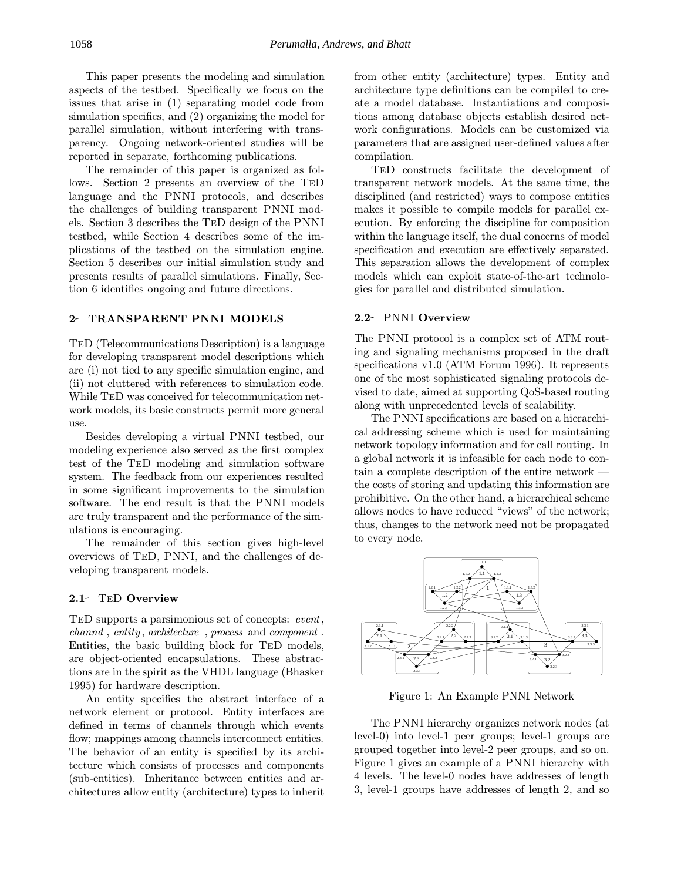This paper presents the modeling and simulation aspects of the testbed. Specifically we focus on the issues that arise in (1) separating model code from simulation specifics, and (2) organizing the model for parallel simulation, without interfering with transparency. Ongoing network-oriented studies will be reported in separate, forthcoming publications.

The remainder of this paper is organized as follows. Section 2 presents an overview of the TeD language and the PNNI protocols, and describes the challenges of building transparent PNNI models. Section 3 describes the TeD design of the PNNI testbed, while Section 4 describes some of the implications of the testbed on the simulation engine. Section 5 describes our initial simulation study and presents results of parallel simulations. Finally, Section 6 identifies ongoing and future directions.

## 2 TRANSPARENT PNNI MODELS

TeD (Telecommunications Description) is a language for developing transparent model descriptions which are (i) not tied to any specific simulation engine, and (ii) not cluttered with references to simulation code. While TeD was conceived for telecommunication network models, its basic constructs permit more general use.

Besides developing a virtual PNNI testbed, our modeling experience also served as the first complex test of the TeD modeling and simulation software system. The feedback from our experiences resulted in some significant improvements to the simulation software. The end result is that the PNNI models are truly transparent and the performance of the simulations is encouraging.

The remainder of this section gives high-level overviews of TeD, PNNI, and the challenges of developing transparent models.

### 2.1 TeD Overview

TeD supports a parsimonious set of concepts: *event*, *channd*, *entity*, *architecture*, *process* and *component*. Entities, the basic building block for TeD models, are object-oriented encapsulations. These abstractions are in the spirit as the VHDL language (Bhasker 1995) for hardware description.

An entity specifies the abstract interface of a network element or protocol. Entity interfaces are defined in terms of channels through which events flow; mappings among channels interconnect entities. The behavior of an entity is specified by its architecture which consists of processes and components (sub-entities). Inheritance between entities and architectures allow entity (architecture) types to inherit from other entity (architecture) types. Entity and architecture type definitions can be compiled to create a model database. Instantiations and compositions among database objects establish desired network configurations. Models can be customized via parameters that are assigned user-defined values after compilation.

TeD constructs facilitate the development of transparent network models. At the same time, the disciplined (and restricted) ways to compose entities makes it possible to compile models for parallel execution. By enforcing the discipline for composition within the language itself, the dual concerns of model specification and execution are effectively separated. This separation allows the development of complex models which can exploit state-of-the-art technologies for parallel and distributed simulation.

### 2.2 PNNI Overview

The PNNI protocol is a complex set of ATM routing and signaling mechanisms proposed in the draft specifications v1.0 (ATM Forum 1996). It represents one of the most sophisticated signaling protocols devised to date, aimed at supporting QoS-based routing along with unprecedented levels of scalability.

The PNNI specifications are based on a hierarchical addressing scheme which is used for maintaining network topology information and for call routing. In a global network it is infeasible for each node to contain a complete description of the entire network — the costs of storing and updating this information are prohibitive. On the other hand, a hierarchical scheme allows nodes to have reduced "views" of the network; thus, changes to the network need not be propagated to every node.

Figure 1: An Example PNNI Network

The PNNI hierarchy organizes network nodes (at level-0) into level-1 peer groups; level-1 groups are grouped together into level-2 peer groups, and so on. Figure 1 gives an example of a PNNI hierarchy with 4 levels. The level-0 nodes have addresses of length 3, level-1 groups have addresses of length 2, and so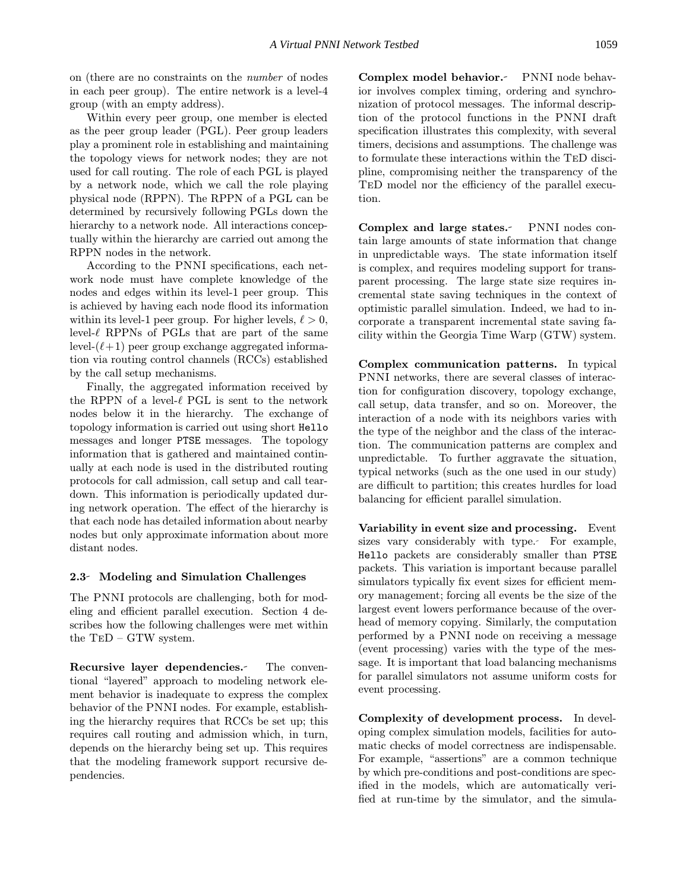on (there are no constraints on the *number* of nodes in each peer group). The entire network is a level-4 group (with an empty address).

Within every peer group, one member is elected as the peer group leader (PGL). Peer group leaders play a prominent role in establishing and maintaining the topology views for network nodes; they are not used for call routing. The role of each PGL is played by a network node, which we call the role playing physical node (RPPN). The RPPN of a PGL can be determined by recursively following PGLs down the hierarchy to a network node. All interactions conceptually within the hierarchy are carried out among the RPPN nodes in the network.

According to the PNNI specifications, each network node must have complete knowledge of the nodes and edges within its level-1 peer group. This is achieved by having each node flood its information within its level-1 peer group. For higher levels, $\ell > 0$, level-$\ell$ RPPNs of PGLs that are part of the same level-$(\ell+1)$ peer group exchange aggregated information via routing control channels (RCCs) established by the call setup mechanisms.

Finally, the aggregated information received by the RPPN of a level-$\ell$ PGL is sent to the network nodes below it in the hierarchy. The exchange of topology information is carried out using short `Hello` messages and longer `PTSE` messages. The topology information that is gathered and maintained continually at each node is used in the distributed routing protocols for call admission, call setup and call teardown. This information is periodically updated during network operation. The effect of the hierarchy is that each node has detailed information about nearby nodes but only approximate information about more distant nodes.

### 2.3 Modeling and Simulation Challenges

The PNNI protocols are challenging, both for modeling and efficient parallel execution. Section 4 describes how the following challenges were met within the TeD – GTW system.

**Recursive layer dependencies.** The conventional "layered" approach to modeling network element behavior is inadequate to express the complex behavior of the PNNI nodes. For example, establishing the hierarchy requires that RCCs be set up; this requires call routing and admission which, in turn, depends on the hierarchy being set up. This requires that the modeling framework support recursive dependencies.

**Complex model behavior.** PNNI node behavior involves complex timing, ordering and synchronization of protocol messages. The informal description of the protocol functions in the PNNI draft specification illustrates this complexity, with several timers, decisions and assumptions. The challenge was to formulate these interactions within the TeD discipline, compromising neither the transparency of the TeD model nor the efficiency of the parallel execution.

**Complex and large states.** PNNI nodes contain large amounts of state information that change in unpredictable ways. The state information itself is complex, and requires modeling support for transparent processing. The large state size requires incremental state saving techniques in the context of optimistic parallel simulation. Indeed, we had to incorporate a transparent incremental state saving facility within the Georgia Time Warp (GTW) system.

**Complex communication patterns.** In typical PNNI networks, there are several classes of interaction for configuration discovery, topology exchange, call setup, data transfer, and so on. Moreover, the interaction of a node with its neighbors varies with the type of the neighbor and the class of the interaction. The communication patterns are complex and unpredictable. To further aggravate the situation, typical networks (such as the one used in our study) are difficult to partition; this creates hurdles for load balancing for efficient parallel simulation.

**Variability in event size and processing.** Event sizes vary considerably with type. For example, `Hello` packets are considerably smaller than `PTSE` packets. This variation is important because parallel simulators typically fix event sizes for efficient memory management; forcing all events be the size of the largest event lowers performance because of the overhead of memory copying. Similarly, the computation performed by a PNNI node on receiving a message (event processing) varies with the type of the message. It is important that load balancing mechanisms for parallel simulators not assume uniform costs for event processing.

**Complexity of development process.** In developing complex simulation models, facilities for automatic checks of model correctness are indispensable. For example, "assertions" are a common technique by which pre-conditions and post-conditions are specified in the models, which are automatically verified at run-time by the simulator, and the simula-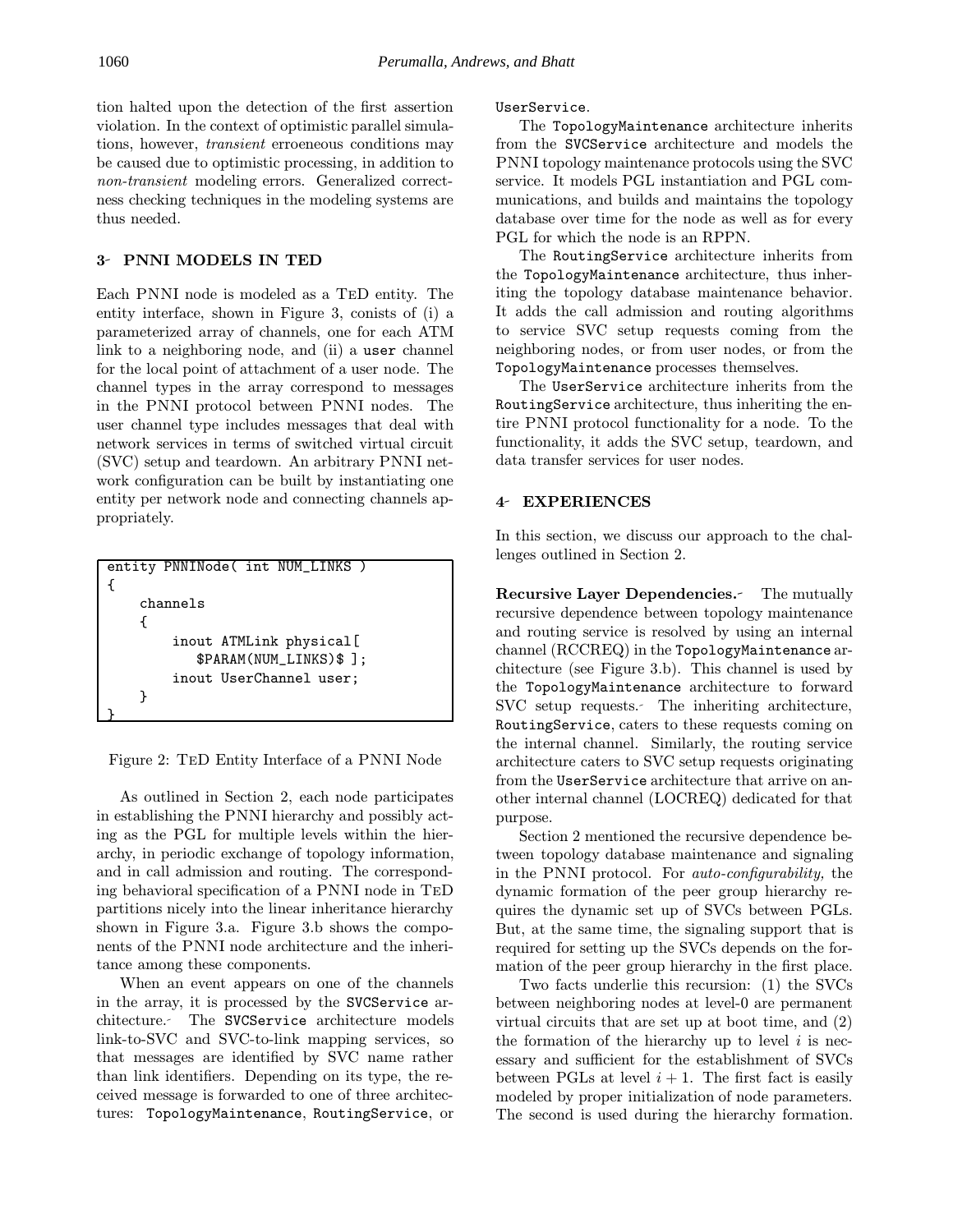tion halted upon the detection of the first assertion violation. In the context of optimistic parallel simulations, however, *transient* erroeneous conditions may be caused due to optimistic processing, in addition to *non-transient* modeling errors. Generalized correctness checking techniques in the modeling systems are thus needed.

## 3 PNNI MODELS IN TED

Each PNNI node is modeled as a TED entity. The entity interface, shown in Figure 3, conists of (i) a parameterized array of channels, one for each ATM link to a neighboring node, and (ii) a `user` channel for the local point of attachment of a user node. The channel types in the array correspond to messages in the PNNI protocol between PNNI nodes. The user channel type includes messages that deal with network services in terms of switched virtual circuit (SVC) setup and teardown. An arbitrary PNNI network configuration can be built by instantiating one entity per network node and connecting channels appropriately.

```
entity PNNINode( int NUM_LINKS )
{
    channels
    {
        inout ATMLink physical[
           $PARAM(NUM_LINKS)$ ];
        inout UserChannel user;
    }
}
```

Figure 2: TED Entity Interface of a PNNI Node

As outlined in Section 2, each node participates in establishing the PNNI hierarchy and possibly acting as the PGL for multiple levels within the hierarchy, in periodic exchange of topology information, and in call admission and routing. The corresponding behavioral specification of a PNNI node in TED partitions nicely into the linear inheritance hierarchy shown in Figure 3.a. Figure 3.b shows the components of the PNNI node architecture and the inheritance among these components.

When an event appears on one of the channels in the array, it is processed by the `SVCService` architecture. The `SVCService` architecture models link-to-SVC and SVC-to-link mapping services, so that messages are identified by SVC name rather than link identifiers. Depending on its type, the received message is forwarded to one of three architectures: `TopologyMaintenance`, `RoutingService`, or `UserService`.

The `TopologyMaintenance` architecture inherits from the `SVCService` architecture and models the PNNI topology maintenance protocols using the SVC service. It models PGL instantiation and PGL communications, and builds and maintains the topology database over time for the node as well as for every PGL for which the node is an RPPN.

The `RoutingService` architecture inherits from the `TopologyMaintenance` architecture, thus inheriting the topology database maintenance behavior. It adds the call admission and routing algorithms to service SVC setup requests coming from the neighboring nodes, or from user nodes, or from the `TopologyMaintenance` processes themselves.

The `UserService` architecture inherits from the `RoutingService` architecture, thus inheriting the entire PNNI protocol functionality for a node. To the functionality, it adds the SVC setup, teardown, and data transfer services for user nodes.

## 4 EXPERIENCES

In this section, we discuss our approach to the challenges outlined in Section 2.

**Recursive Layer Dependencies.** The mutually recursive dependence between topology maintenance and routing service is resolved by using an internal channel (RCCREQ) in the `TopologyMaintenance` architecture (see Figure 3.b). This channel is used by the `TopologyMaintenance` architecture to forward SVC setup requests. The inheriting architecture, `RoutingService`, caters to these requests coming on the internal channel. Similarly, the routing service architecture caters to SVC setup requests originating from the `UserService` architecture that arrive on another internal channel (LOCREQ) dedicated for that purpose.

Section 2 mentioned the recursive dependence between topology database maintenance and signaling in the PNNI protocol. For *auto-configurability,* the dynamic formation of the peer group hierarchy requires the dynamic set up of SVCs between PGLs. But, at the same time, the signaling support that is required for setting up the SVCs depends on the formation of the peer group hierarchy in the first place.

Two facts underlie this recursion: (1) the SVCs between neighboring nodes at level-0 are permanent virtual circuits that are set up at boot time, and (2) the formation of the hierarchy up to level $i$ is necessary and sufficient for the establishment of SVCs between PGLs at level $i+1$. The first fact is easily modeled by proper initialization of node parameters. The second is used during the hierarchy formation.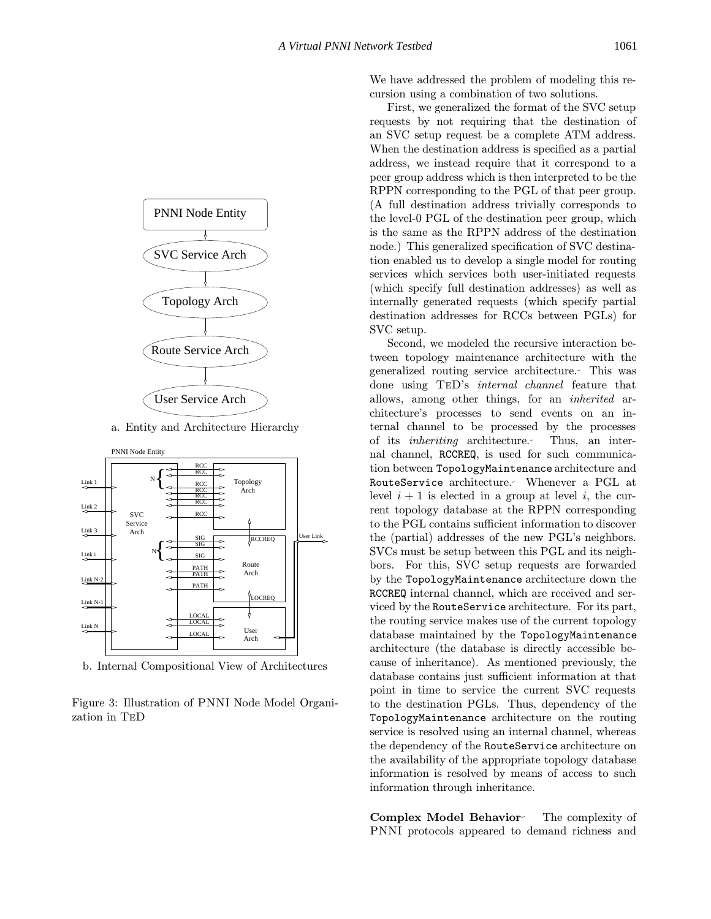PNNI Node Entity

SVC Service Arch

Topology Arch

Route Service Arch

User Service Arch

a. Entity and Architecture Hierarchy

PNNI Node Entity

Link 1

Link 2

Link 3

Link i

Link N-2

Link N-1

Link N

SVC Service Arch

N

RCC

RCC

RCC

RCC

RCC

RCC

RCC

Topology Arch

N

SIG

SIG

SIG

PATH

PATH

PATH

RCCREQ

Route Arch

User Link

LOCREQ

LOCAL

LOCAL

LOCAL

User Arch

b. Internal Compositional View of Architectures

Figure 3: Illustration of PNNI Node Model Organization in TeD

We have addressed the problem of modeling this recursion using a combination of two solutions.

First, we generalized the format of the SVC setup requests by not requiring that the destination of an SVC setup request be a complete ATM address. When the destination address is specified as a partial address, we instead require that it correspond to a peer group address which is then interpreted to be the RPPN corresponding to the PGL of that peer group. (A full destination address trivially corresponds to the level-0 PGL of the destination peer group, which is the same as the RPPN address of the destination node.) This generalized specification of SVC destination enabled us to develop a single model for routing services which services both user-initiated requests (which specify full destination addresses) as well as internally generated requests (which specify partial destination addresses for RCCs between PGLs) for SVC setup.

Second, we modeled the recursive interaction between topology maintenance architecture with the generalized routing service architecture. This was done using TeD's *internal channel* feature that allows, among other things, for an *inherited* architecture's processes to send events on an internal channel to be processed by the processes of its *inheriting* architecture. Thus, an internal channel, `RCCREQ`, is used for such communication between `TopologyMaintenance` architecture and `RouteService` architecture. Whenever a PGL at level $i+1$ is elected in a group at level $i$, the current topology database at the RPPN corresponding to the PGL contains sufficient information to discover the (partial) addresses of the new PGL's neighbors. SVCs must be setup between this PGL and its neighbors. For this, SVC setup requests are forwarded by the `TopologyMaintenance` architecture down the `RCCREQ` internal channel, which are received and serviced by the `RouteService` architecture. For its part, the routing service makes use of the current topology database maintained by the `TopologyMaintenance` architecture (the database is directly accessible because of inheritance). As mentioned previously, the database contains just sufficient information at that point in time to service the current SVC requests to the destination PGLs. Thus, dependency of the `TopologyMaintenance` architecture on the routing service is resolved using an internal channel, whereas the dependency of the `RouteService` architecture on the availability of the appropriate topology database information is resolved by means of access to such information through inheritance.

**Complex Model Behavior** The complexity of PNNI protocols appeared to demand richness and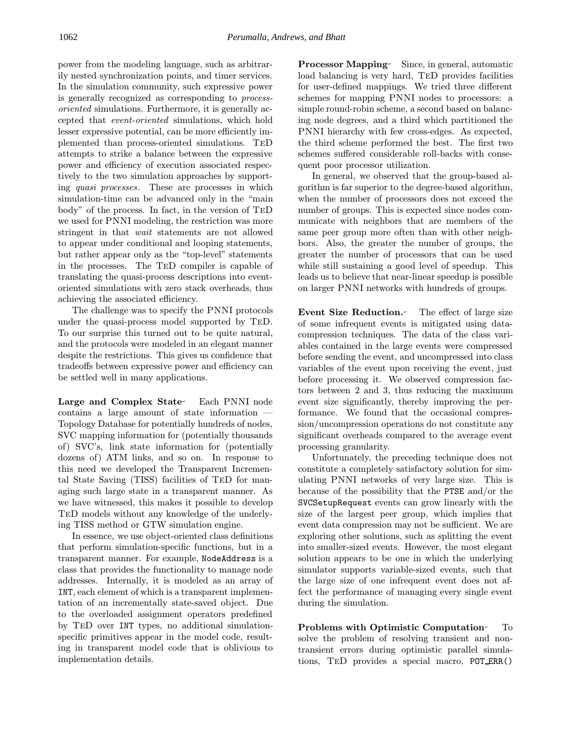power from the modeling language, such as arbitrarily nested synchronization points, and timer services. In the simulation community, such expressive power is generally recognized as corresponding to *process-oriented* simulations. Furthermore, it is generally accepted that *event-oriented* simulations, which hold lesser expressive potential, can be more efficiently implemented than process-oriented simulations. TeD attempts to strike a balance between the expressive power and efficiency of execution associated respectively to the two simulation approaches by supporting *quasi processes*. These are processes in which simulation-time can be advanced only in the "main body" of the process. In fact, in the version of TeD we used for PNNI modeling, the restriction was more stringent in that *wait* statements are not allowed to appear under conditional and looping statements, but rather appear only as the "top-level" statements in the processes. The TeD compiler is capable of translating the quasi-process descriptions into event-oriented simulations with zero stack overheads, thus achieving the associated efficiency.

The challenge was to specify the PNNI protocols under the quasi-process model supported by TeD. To our surprise this turned out to be quite natural, and the protocols were modeled in an elegant manner despite the restrictions. This gives us confidence that tradeoffs between expressive power and efficiency can be settled well in many applications.

**Large and Complex State-** Each PNNI node contains a large amount of state information — Topology Database for potentially hundreds of nodes, SVC mapping information for (potentially thousands of) SVC's, link state information for (potentially dozens of) ATM links, and so on. In response to this need we developed the Transparent Incremental State Saving (TISS) facilities of TeD for managing such large state in a transparent manner. As we have witnessed, this makes it possible to develop TeD models without any knowledge of the underlying TISS method or GTW simulation engine.

In essence, we use object-oriented class definitions that perform simulation-specific functions, but in a transparent manner. For example, `NodeAddress` is a class that provides the functionality to manage node addresses. Internally, it is modeled as an array of `INT`, each element of which is a transparent implementation of an incrementally state-saved object. Due to the overloaded assignment operators predefined by TeD over `INT` types, no additional simulation-specific primitives appear in the model code, resulting in transparent model code that is oblivious to implementation details.

**Processor Mapping-** Since, in general, automatic load balancing is very hard, TeD provides facilities for user-defined mappings. We tried three different schemes for mapping PNNI nodes to processors: a simple round-robin scheme, a second based on balancing node degrees, and a third which partitioned the PNNI hierarchy with few cross-edges. As expected, the third scheme performed the best. The first two schemes suffered considerable roll-backs with consequent poor processor utilization.

In general, we observed that the group-based algorithm is far superior to the degree-based algorithm, when the number of processors does not exceed the number of groups. This is expected since nodes communicate with neighbors that are members of the same peer group more often than with other neighbors. Also, the greater the number of groups, the greater the number of processors that can be used while still sustaining a good level of speedup. This leads us to believe that near-linear speedup is possible on larger PNNI networks with hundreds of groups.

**Event Size Reduction.-** The effect of large size of some infrequent events is mitigated using data-compression techniques. The data of the class variables contained in the large events were compressed before sending the event, and uncompressed into class variables of the event upon receiving the event, just before processing it. We observed compression factors between 2 and 3, thus reducing the maximum event size significantly, thereby improving the performance. We found that the occasional compression/uncompression operations do not constitute any significant overheads compared to the average event processing granularity.

Unfortunately, the preceding technique does not constitute a completely satisfactory solution for simulating PNNI networks of very large size. This is because of the possibility that the `PTSE` and/or the `SVCSetupRequest` events can grow linearly with the size of the largest peer group, which implies that event data compression may not be sufficient. We are exploring other solutions, such as splitting the event into smaller-sized events. However, the most elegant solution appears to be one in which the underlying simulator supports variable-sized events, such that the large size of one infrequent event does not affect the performance of managing every single event during the simulation.

**Problems with Optimistic Computation-** To solve the problem of resolving transient and non-transient errors during optimistic parallel simulations, TeD provides a special macro, `POT_ERR()`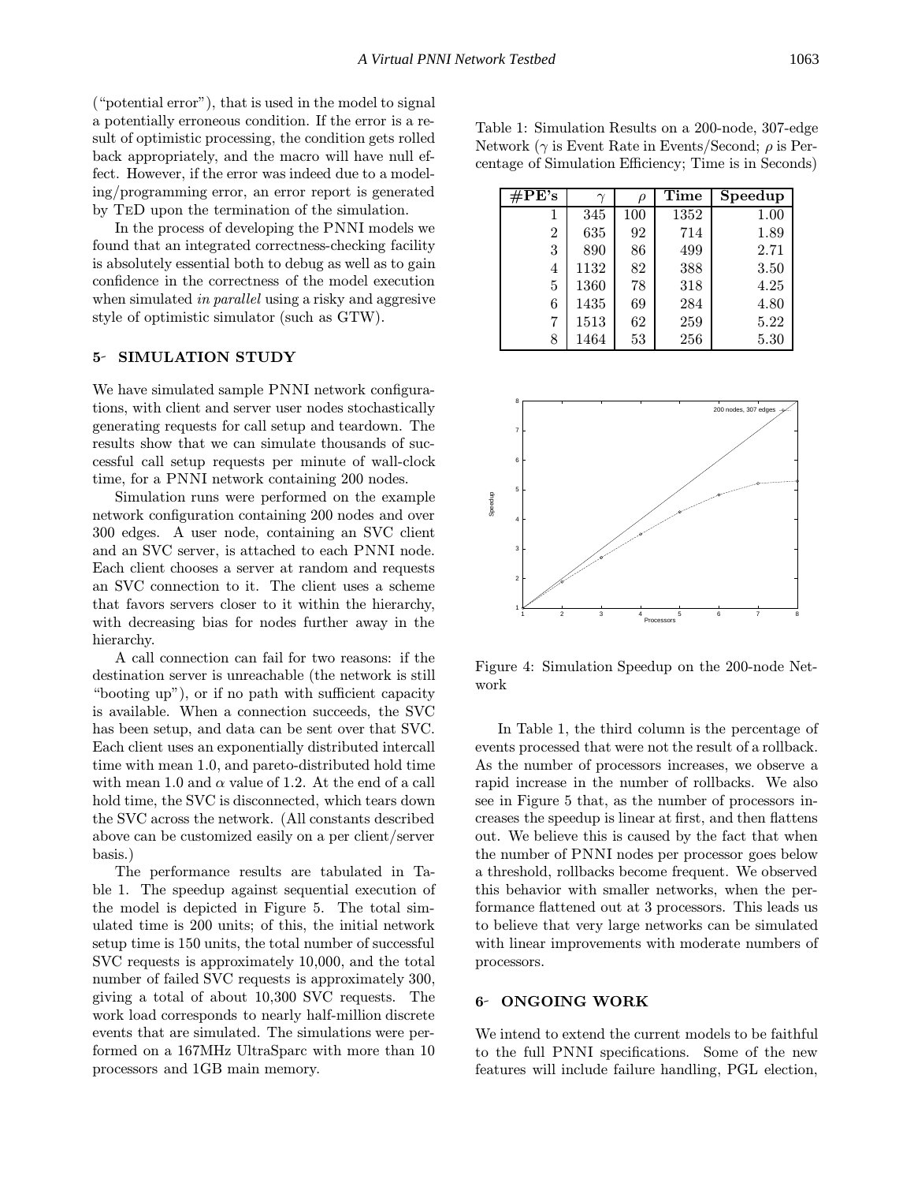("potential error"), that is used in the model to signal a potentially erroneous condition. If the error is a result of optimistic processing, the condition gets rolled back appropriately, and the macro will have null effect. However, if the error was indeed due to a modeling/programming error, an error report is generated by TED upon the termination of the simulation.

In the process of developing the PNNI models we found that an integrated correctness-checking facility is absolutely essential both to debug as well as to gain confidence in the correctness of the model execution when simulated *in parallel* using a risky and aggresive style of optimistic simulator (such as GTW).

## 5 SIMULATION STUDY

We have simulated sample PNNI network configurations, with client and server user nodes stochastically generating requests for call setup and teardown. The results show that we can simulate thousands of successful call setup requests per minute of wall-clock time, for a PNNI network containing 200 nodes.

Simulation runs were performed on the example network configuration containing 200 nodes and over 300 edges. A user node, containing an SVC client and an SVC server, is attached to each PNNI node. Each client chooses a server at random and requests an SVC connection to it. The client uses a scheme that favors servers closer to it within the hierarchy, with decreasing bias for nodes further away in the hierarchy.

A call connection can fail for two reasons: if the destination server is unreachable (the network is still "booting up"), or if no path with sufficient capacity is available. When a connection succeeds, the SVC has been setup, and data can be sent over that SVC. Each client uses an exponentially distributed intercall time with mean 1.0, and pareto-distributed hold time with mean 1.0 and $\alpha$ value of 1.2. At the end of a call hold time, the SVC is disconnected, which tears down the SVC across the network. (All constants described above can be customized easily on a per client/server basis.)

The performance results are tabulated in Table 1. The speedup against sequential execution of the model is depicted in Figure 5. The total simulated time is 200 units; of this, the initial network setup time is 150 units, the total number of successful SVC requests is approximately 10,000, and the total number of failed SVC requests is approximately 300, giving a total of about 10,300 SVC requests. The work load corresponds to nearly half-million discrete events that are simulated. The simulations were performed on a 167MHz UltraSparc with more than 10 processors and 1GB main memory.

Table 1: Simulation Results on a 200-node, 307-edge Network ($\gamma$ is Event Rate in Events/Second; $\rho$ is Percentage of Simulation Efficiency; Time is in Seconds)

| **#PE's** | $\gamma$ | $\rho$ | **Time** | **Speedup** |
|---|---|---|---|---|
| 1 | 345 | 100 | 1352 | 1.00 |
| 2 | 635 | 92 | 714 | 1.89 |
| 3 | 890 | 86 | 499 | 2.71 |
| 4 | 1132 | 82 | 388 | 3.50 |
| 5 | 1360 | 78 | 318 | 4.25 |
| 6 | 1435 | 69 | 284 | 4.80 |
| 7 | 1513 | 62 | 259 | 5.22 |
| 8 | 1464 | 53 | 256 | 5.30 |

Figure 4: Simulation Speedup on the 200-node Network

In Table 1, the third column is the percentage of events processed that were not the result of a rollback. As the number of processors increases, we observe a rapid increase in the number of rollbacks. We also see in Figure 5 that, as the number of processors increases the speedup is linear at first, and then flattens out. We believe this is caused by the fact that when the number of PNNI nodes per processor goes below a threshold, rollbacks become frequent. We observed this behavior with smaller networks, when the performance flattened out at 3 processors. This leads us to believe that very large networks can be simulated with linear improvements with moderate numbers of processors.

## 6 ONGOING WORK

We intend to extend the current models to be faithful to the full PNNI specifications. Some of the new features will include failure handling, PGL election,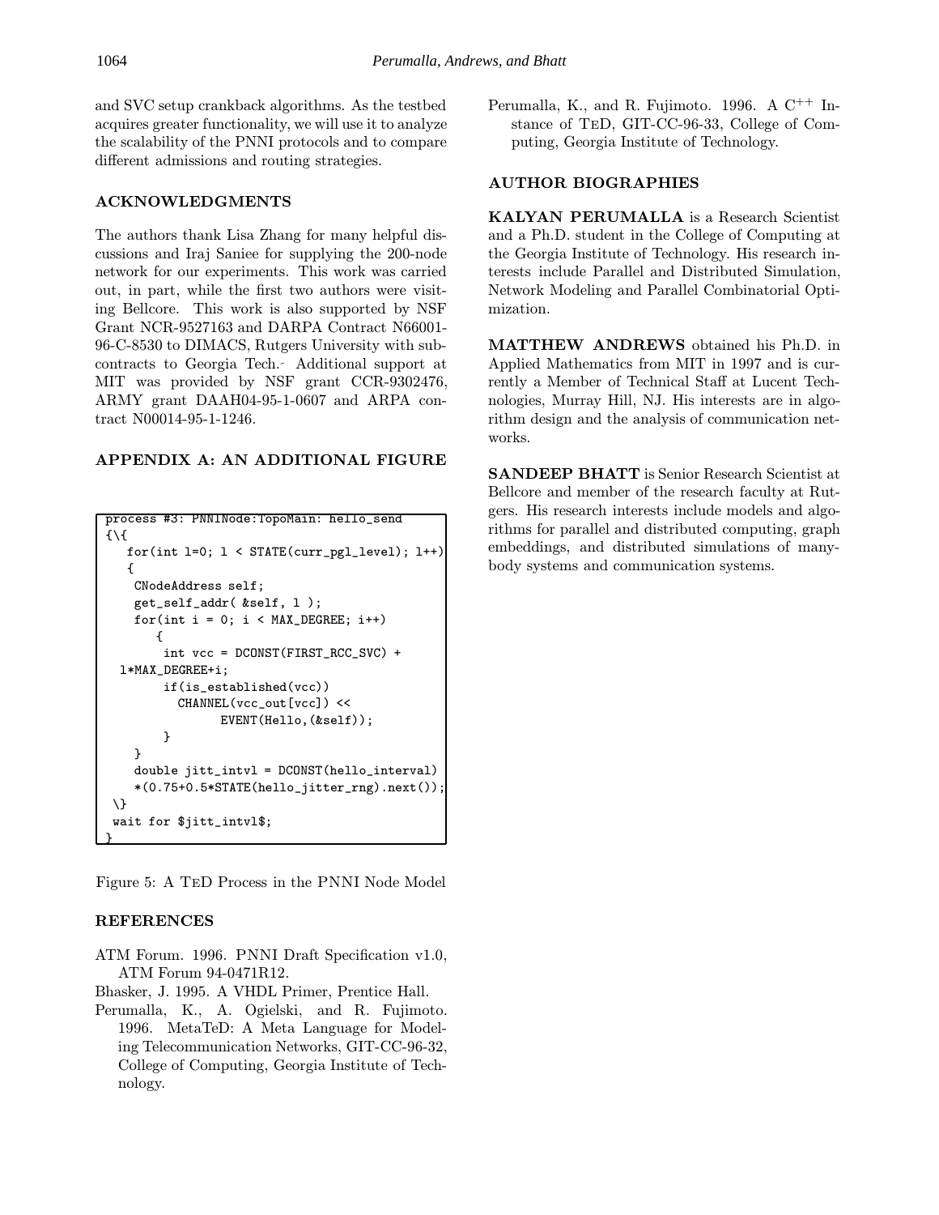and SVC setup crankback algorithms. As the testbed acquires greater functionality, we will use it to analyze the scalability of the PNNI protocols and to compare different admissions and routing strategies.

## ACKNOWLEDGMENTS

The authors thank Lisa Zhang for many helpful discussions and Iraj Saniee for supplying the 200-node network for our experiments. This work was carried out, in part, while the first two authors were visiting Bellcore. This work is also supported by NSF Grant NCR-9527163 and DARPA Contract N66001-96-C-8530 to DIMACS, Rutgers University with subcontracts to Georgia Tech. Additional support at MIT was provided by NSF grant CCR-9302476, ARMY grant DAAH04-95-1-0607 and ARPA contract N00014-95-1-1246.

## APPENDIX A: AN ADDITIONAL FIGURE

```
process #3: PNNINode:TopoMain: hello_send
{\{
   for(int l=0; l < STATE(curr_pgl_level); l++)
   {
    CNodeAddress self;
    get_self_addr( &self, l );
    for(int i = 0; i < MAX_DEGREE; i++)
       {
        int vcc = DCONST(FIRST_RCC_SVC) +
  l*MAX_DEGREE+i;
        if(is_established(vcc))
          CHANNEL(vcc_out[vcc]) <<
                 EVENT(Hello,(&self));
        }
    }
    double jitt_intvl = DCONST(hello_interval)
    *(0.75+0.5*STATE(hello_jitter_rng).next());
 \}
 wait for $jitt_intvl$;
}
```

Figure 5: A TeD Process in the PNNI Node Model

## REFERENCES

ATM Forum. 1996. PNNI Draft Specification v1.0, ATM Forum 94-0471R12.

Bhasker, J. 1995. A VHDL Primer, Prentice Hall.

Perumalla, K., A. Ogielski, and R. Fujimoto. 1996. MetaTeD: A Meta Language for Modeling Telecommunication Networks, GIT-CC-96-32, College of Computing, Georgia Institute of Technology.

Perumalla, K., and R. Fujimoto. 1996. A C++ Instance of TeD, GIT-CC-96-33, College of Computing, Georgia Institute of Technology.

## AUTHOR BIOGRAPHIES

**KALYAN PERUMALLA** is a Research Scientist and a Ph.D. student in the College of Computing at the Georgia Institute of Technology. His research interests include Parallel and Distributed Simulation, Network Modeling and Parallel Combinatorial Optimization.

**MATTHEW ANDREWS** obtained his Ph.D. in Applied Mathematics from MIT in 1997 and is currently a Member of Technical Staff at Lucent Technologies, Murray Hill, NJ. His interests are in algorithm design and the analysis of communication networks.

**SANDEEP BHATT** is Senior Research Scientist at Bellcore and member of the research faculty at Rutgers. His research interests include models and algorithms for parallel and distributed computing, graph embeddings, and distributed simulations of many-body systems and communication systems.